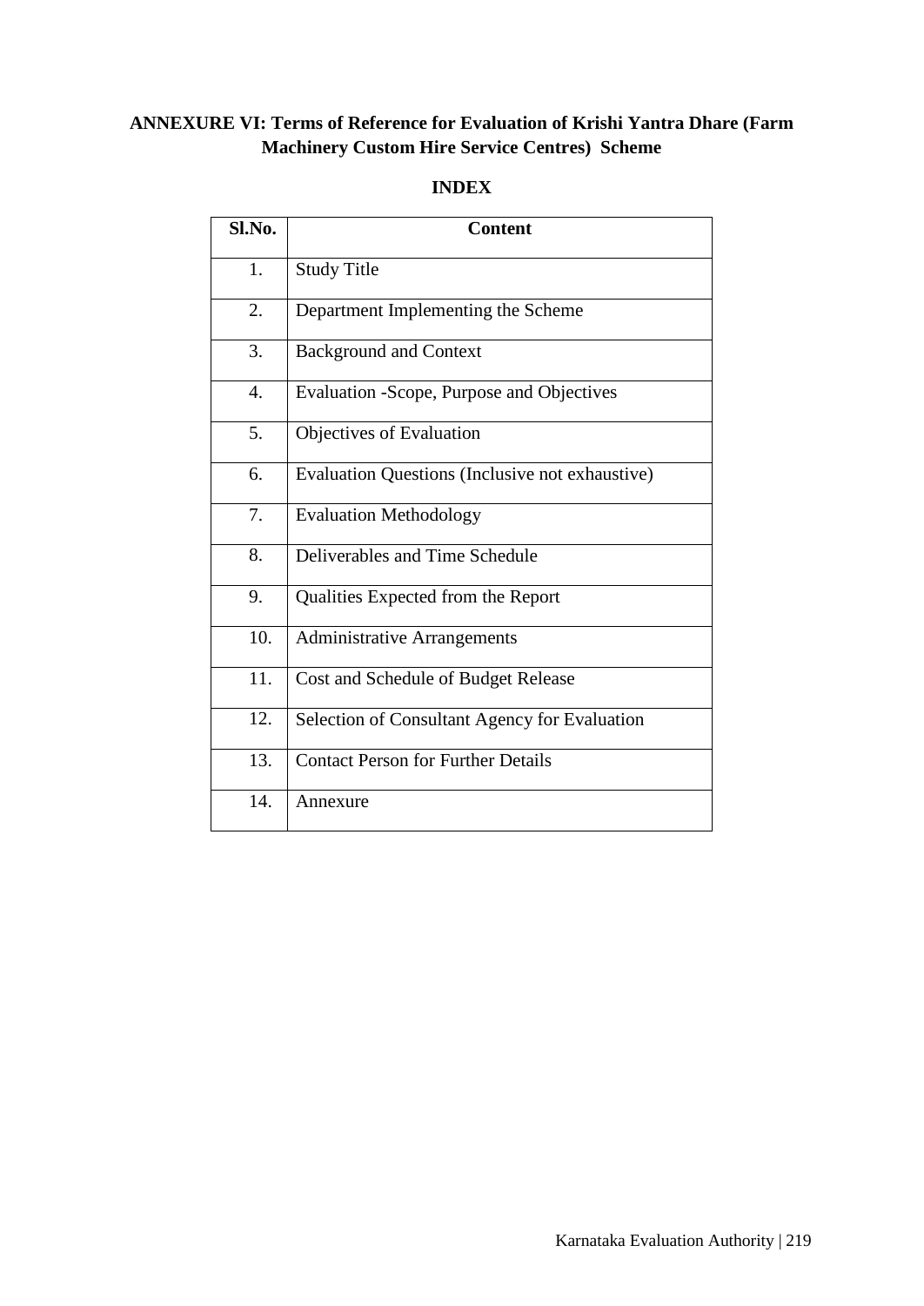## ANNEXURE VI: Terms of Reference for Evaluation of Krishi Yantra Dhare (Farm Machinery Custom Hire Service Centres) Scheme

### INDEX

| Sl.No. | Content |
|---|---|
| 1. | Study Title |
| 2. | Department Implementing the Scheme |
| 3. | Background and Context |
| 4. | Evaluation -Scope, Purpose and Objectives |
| 5. | Objectives of Evaluation |
| 6. | Evaluation Questions (Inclusive not exhaustive) |
| 7. | Evaluation Methodology |
| 8. | Deliverables and Time Schedule |
| 9. | Qualities Expected from the Report |
| 10. | Administrative Arrangements |
| 11. | Cost and Schedule of Budget Release |
| 12. | Selection of Consultant Agency for Evaluation |
| 13. | Contact Person for Further Details |
| 14. | Annexure |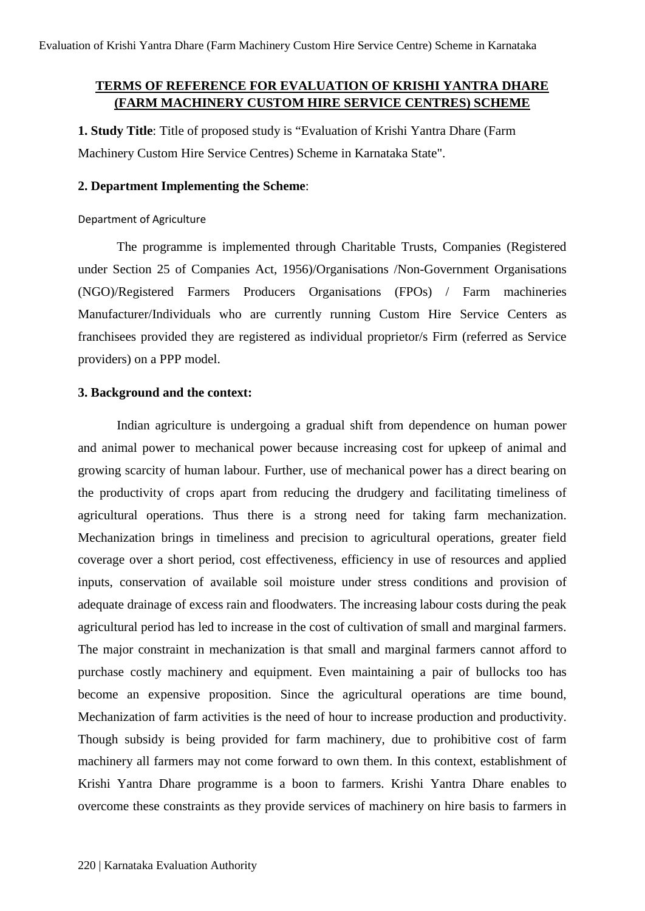## TERMS OF REFERENCE FOR EVALUATION OF KRISHI YANTRA DHARE (FARM MACHINERY CUSTOM HIRE SERVICE CENTRES) SCHEME

**1. Study Title**: Title of proposed study is "Evaluation of Krishi Yantra Dhare (Farm Machinery Custom Hire Service Centres) Scheme in Karnataka State".

**2. Department Implementing the Scheme**:

Department of Agriculture

The programme is implemented through Charitable Trusts, Companies (Registered under Section 25 of Companies Act, 1956)/Organisations /Non-Government Organisations (NGO)/Registered Farmers Producers Organisations (FPOs) / Farm machineries Manufacturer/Individuals who are currently running Custom Hire Service Centers as franchisees provided they are registered as individual proprietor/s Firm (referred as Service providers) on a PPP model.

**3. Background and the context:**

Indian agriculture is undergoing a gradual shift from dependence on human power and animal power to mechanical power because increasing cost for upkeep of animal and growing scarcity of human labour. Further, use of mechanical power has a direct bearing on the productivity of crops apart from reducing the drudgery and facilitating timeliness of agricultural operations. Thus there is a strong need for taking farm mechanization. Mechanization brings in timeliness and precision to agricultural operations, greater field coverage over a short period, cost effectiveness, efficiency in use of resources and applied inputs, conservation of available soil moisture under stress conditions and provision of adequate drainage of excess rain and floodwaters. The increasing labour costs during the peak agricultural period has led to increase in the cost of cultivation of small and marginal farmers. The major constraint in mechanization is that small and marginal farmers cannot afford to purchase costly machinery and equipment. Even maintaining a pair of bullocks too has become an expensive proposition. Since the agricultural operations are time bound, Mechanization of farm activities is the need of hour to increase production and productivity. Though subsidy is being provided for farm machinery, due to prohibitive cost of farm machinery all farmers may not come forward to own them. In this context, establishment of Krishi Yantra Dhare programme is a boon to farmers. Krishi Yantra Dhare enables to overcome these constraints as they provide services of machinery on hire basis to farmers in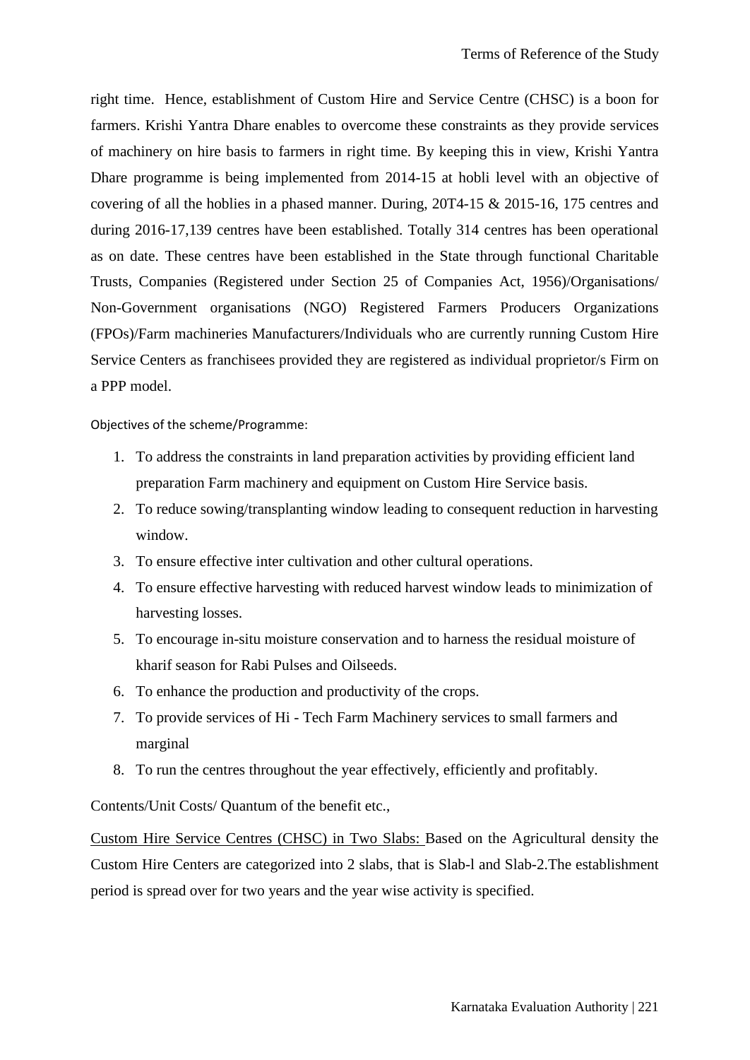right time. Hence, establishment of Custom Hire and Service Centre (CHSC) is a boon for farmers. Krishi Yantra Dhare enables to overcome these constraints as they provide services of machinery on hire basis to farmers in right time. By keeping this in view, Krishi Yantra Dhare programme is being implemented from 2014-15 at hobli level with an objective of covering of all the hoblies in a phased manner. During, 20T4-15 & 2015-16, 175 centres and during 2016-17,139 centres have been established. Totally 314 centres has been operational as on date. These centres have been established in the State through functional Charitable Trusts, Companies (Registered under Section 25 of Companies Act, 1956)/Organisations/ Non-Government organisations (NGO) Registered Farmers Producers Organizations (FPOs)/Farm machineries Manufacturers/Individuals who are currently running Custom Hire Service Centers as franchisees provided they are registered as individual proprietor/s Firm on a PPP model.

Objectives of the scheme/Programme:

1. To address the constraints in land preparation activities by providing efficient land preparation Farm machinery and equipment on Custom Hire Service basis.
2. To reduce sowing/transplanting window leading to consequent reduction in harvesting window.
3. To ensure effective inter cultivation and other cultural operations.
4. To ensure effective harvesting with reduced harvest window leads to minimization of harvesting losses.
5. To encourage in-situ moisture conservation and to harness the residual moisture of kharif season for Rabi Pulses and Oilseeds.
6. To enhance the production and productivity of the crops.
7. To provide services of Hi - Tech Farm Machinery services to small farmers and marginal
8. To run the centres throughout the year effectively, efficiently and profitably.

Contents/Unit Costs/ Quantum of the benefit etc.,

Custom Hire Service Centres (CHSC) in Two Slabs: Based on the Agricultural density the Custom Hire Centers are categorized into 2 slabs, that is Slab-l and Slab-2.The establishment period is spread over for two years and the year wise activity is specified.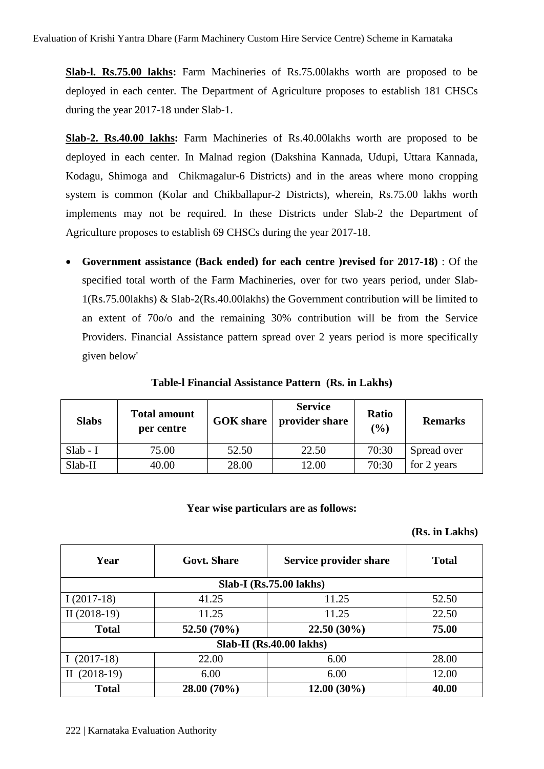**Slab-l. Rs.75.00 lakhs:** Farm Machineries of Rs.75.00lakhs worth are proposed to be deployed in each center. The Department of Agriculture proposes to establish 181 CHSCs during the year 2017-18 under Slab-1.

**Slab-2. Rs.40.00 lakhs:** Farm Machineries of Rs.40.00lakhs worth are proposed to be deployed in each center. In Malnad region (Dakshina Kannada, Udupi, Uttara Kannada, Kodagu, Shimoga and Chikmagalur-6 Districts) and in the areas where mono cropping system is common (Kolar and Chikballapur-2 Districts), wherein, Rs.75.00 lakhs worth implements may not be required. In these Districts under Slab-2 the Department of Agriculture proposes to establish 69 CHSCs during the year 2017-18.

- **Government assistance (Back ended) for each centre )revised for 2017-18)** : Of the specified total worth of the Farm Machineries, over for two years period, under Slab-1(Rs.75.00lakhs) & Slab-2(Rs.40.00lakhs) the Government contribution will be limited to an extent of 70o/o and the remaining 30% contribution will be from the Service Providers. Financial Assistance pattern spread over 2 years period is more specifically given below'

**Table-l Financial Assistance Pattern (Rs. in Lakhs)**

| Slabs | Total amount per centre | GOK share | Service provider share | Ratio (%) | Remarks |
|---|---|---|---|---|---|
| Slab - I | 75.00 | 52.50 | 22.50 | 70:30 | Spread over for 2 years |
| Slab-II | 40.00 | 28.00 | 12.00 | 70:30 | |

**Year wise particulars are as follows:**

**(Rs. in Lakhs)**

| Year | Govt. Share | Service provider share | Total |
|---|---|---|---|
| **Slab-I (Rs.75.00 lakhs)** | | | |
| I (2017-18) | 41.25 | 11.25 | 52.50 |
| II (2018-19) | 11.25 | 11.25 | 22.50 |
| **Total** | **52.50 (70%)** | **22.50 (30%)** | **75.00** |
| **Slab-II (Rs.40.00 lakhs)** | | | |
| I (2017-18) | 22.00 | 6.00 | 28.00 |
| II (2018-19) | 6.00 | 6.00 | 12.00 |
| **Total** | **28.00 (70%)** | **12.00 (30%)** | **40.00** |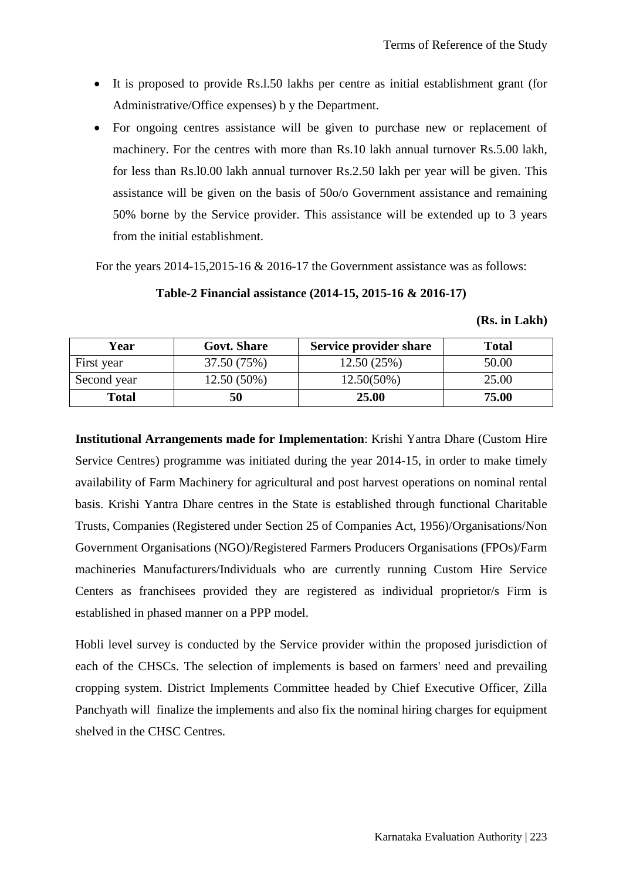- It is proposed to provide Rs.l.50 lakhs per centre as initial establishment grant (for Administrative/Office expenses) b y the Department.
- For ongoing centres assistance will be given to purchase new or replacement of machinery. For the centres with more than Rs.10 lakh annual turnover Rs.5.00 lakh, for less than Rs.l0.00 lakh annual turnover Rs.2.50 lakh per year will be given. This assistance will be given on the basis of 50o/o Government assistance and remaining 50% borne by the Service provider. This assistance will be extended up to 3 years from the initial establishment.

For the years 2014-15,2015-16 & 2016-17 the Government assistance was as follows:

**Table-2 Financial assistance (2014-15, 2015-16 & 2016-17)**

**(Rs. in Lakh)**

| Year | Govt. Share | Service provider share | Total |
|---|---|---|---|
| First year | 37.50 (75%) | 12.50 (25%) | 50.00 |
| Second year | 12.50 (50%) | 12.50(50%) | 25.00 |
| **Total** | **50** | **25.00** | **75.00** |

**Institutional Arrangements made for Implementation**: Krishi Yantra Dhare (Custom Hire Service Centres) programme was initiated during the year 2014-15, in order to make timely availability of Farm Machinery for agricultural and post harvest operations on nominal rental basis. Krishi Yantra Dhare centres in the State is established through functional Charitable Trusts, Companies (Registered under Section 25 of Companies Act, 1956)/Organisations/Non Government Organisations (NGO)/Registered Farmers Producers Organisations (FPOs)/Farm machineries Manufacturers/Individuals who are currently running Custom Hire Service Centers as franchisees provided they are registered as individual proprietor/s Firm is established in phased manner on a PPP model.

Hobli level survey is conducted by the Service provider within the proposed jurisdiction of each of the CHSCs. The selection of implements is based on farmers' need and prevailing cropping system. District Implements Committee headed by Chief Executive Officer, Zilla Panchyath will finalize the implements and also fix the nominal hiring charges for equipment shelved in the CHSC Centres.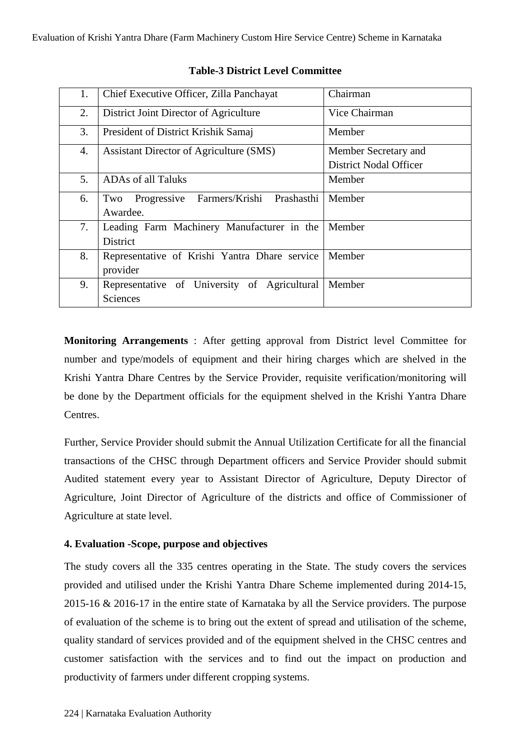**Table-3 District Level Committee**

| | | |
|---|---|---|
| 1. | Chief Executive Officer, Zilla Panchayat | Chairman |
| 2. | District Joint Director of Agriculture | Vice Chairman |
| 3. | President of District Krishik Samaj | Member |
| 4. | Assistant Director of Agriculture (SMS) | Member Secretary and District Nodal Officer |
| 5. | ADAs of all Taluks | Member |
| 6. | Two Progressive Farmers/Krishi Prashasthi Awardee. | Member |
| 7. | Leading Farm Machinery Manufacturer in the District | Member |
| 8. | Representative of Krishi Yantra Dhare service provider | Member |
| 9. | Representative of University of Agricultural Sciences | Member |

**Monitoring Arrangements** : After getting approval from District level Committee for number and type/models of equipment and their hiring charges which are shelved in the Krishi Yantra Dhare Centres by the Service Provider, requisite verification/monitoring will be done by the Department officials for the equipment shelved in the Krishi Yantra Dhare Centres.

Further, Service Provider should submit the Annual Utilization Certificate for all the financial transactions of the CHSC through Department officers and Service Provider should submit Audited statement every year to Assistant Director of Agriculture, Deputy Director of Agriculture, Joint Director of Agriculture of the districts and office of Commissioner of Agriculture at state level.

### 4. Evaluation -Scope, purpose and objectives

The study covers all the 335 centres operating in the State. The study covers the services provided and utilised under the Krishi Yantra Dhare Scheme implemented during 2014-15, 2015-16 & 2016-17 in the entire state of Karnataka by all the Service providers. The purpose of evaluation of the scheme is to bring out the extent of spread and utilisation of the scheme, quality standard of services provided and of the equipment shelved in the CHSC centres and customer satisfaction with the services and to find out the impact on production and productivity of farmers under different cropping systems.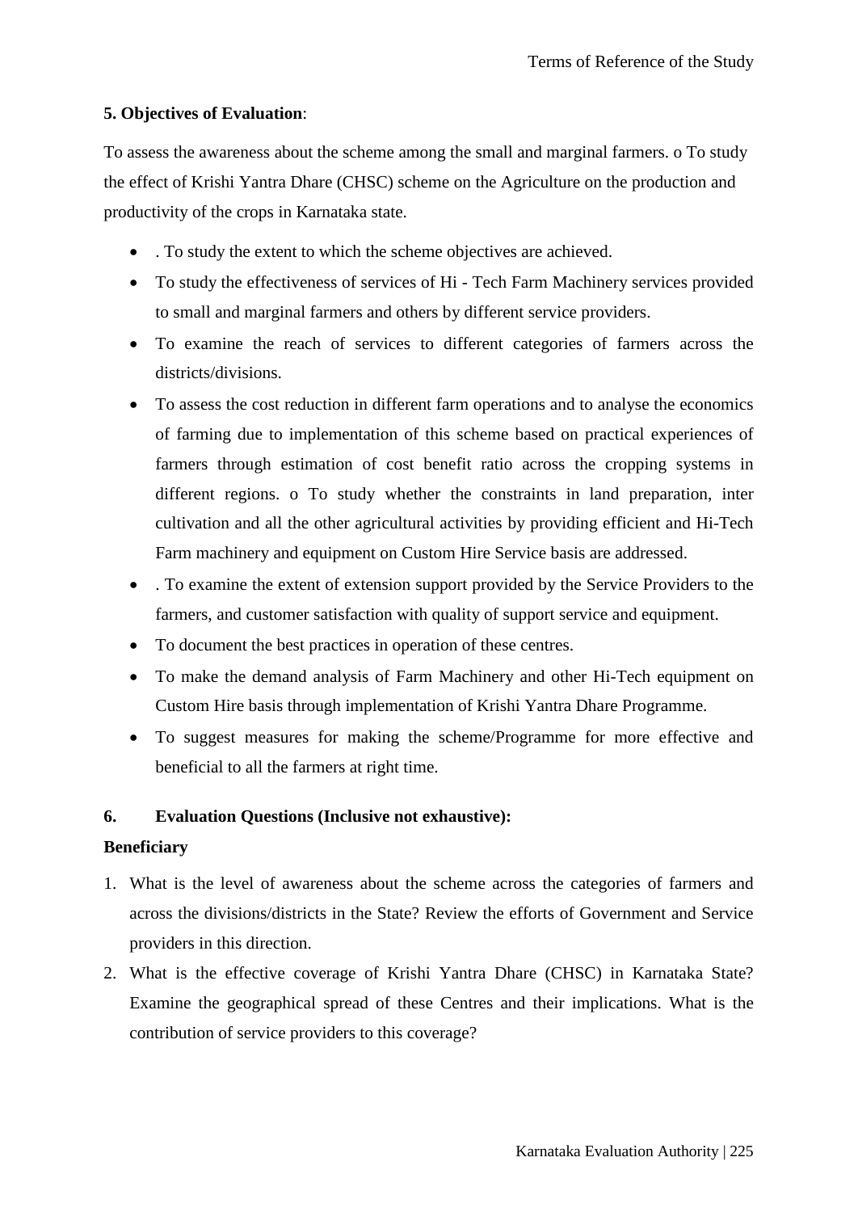**5. Objectives of Evaluation**:

To assess the awareness about the scheme among the small and marginal farmers. o To study the effect of Krishi Yantra Dhare (CHSC) scheme on the Agriculture on the production and productivity of the crops in Karnataka state.

- . To study the extent to which the scheme objectives are achieved.
- To study the effectiveness of services of Hi - Tech Farm Machinery services provided to small and marginal farmers and others by different service providers.
- To examine the reach of services to different categories of farmers across the districts/divisions.
- To assess the cost reduction in different farm operations and to analyse the economics of farming due to implementation of this scheme based on practical experiences of farmers through estimation of cost benefit ratio across the cropping systems in different regions. o To study whether the constraints in land preparation, inter cultivation and all the other agricultural activities by providing efficient and Hi-Tech Farm machinery and equipment on Custom Hire Service basis are addressed.
- . To examine the extent of extension support provided by the Service Providers to the farmers, and customer satisfaction with quality of support service and equipment.
- To document the best practices in operation of these centres.
- To make the demand analysis of Farm Machinery and other Hi-Tech equipment on Custom Hire basis through implementation of Krishi Yantra Dhare Programme.
- To suggest measures for making the scheme/Programme for more effective and beneficial to all the farmers at right time.

**6. Evaluation Questions (Inclusive not exhaustive):**

**Beneficiary**

1. What is the level of awareness about the scheme across the categories of farmers and across the divisions/districts in the State? Review the efforts of Government and Service providers in this direction.
2. What is the effective coverage of Krishi Yantra Dhare (CHSC) in Karnataka State? Examine the geographical spread of these Centres and their implications. What is the contribution of service providers to this coverage?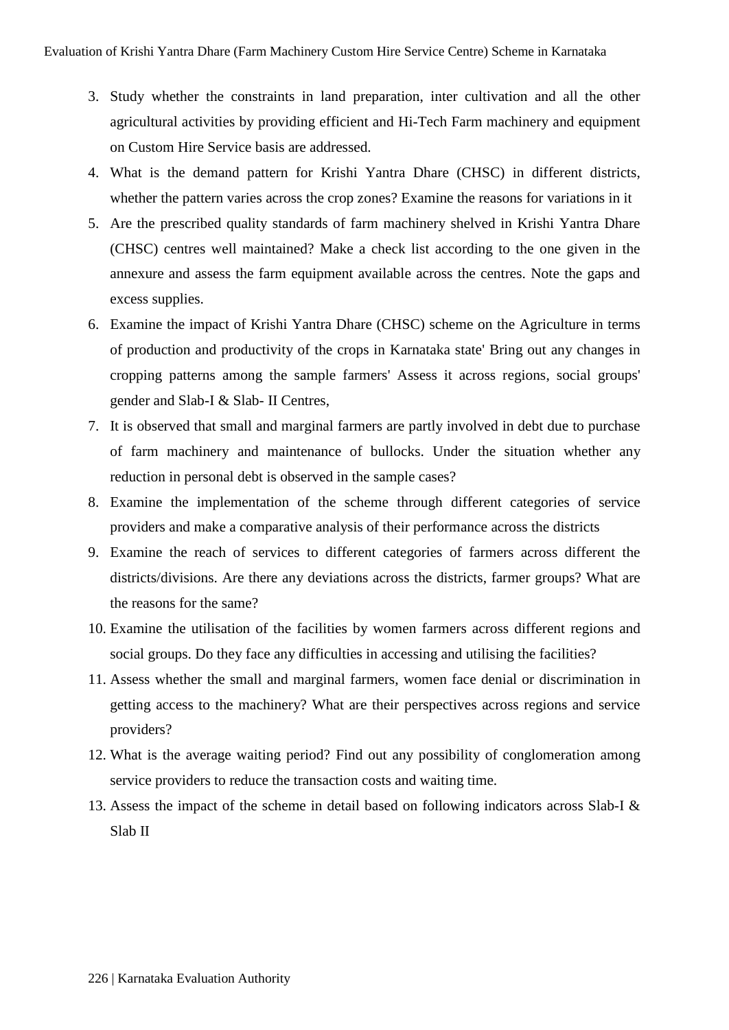3. Study whether the constraints in land preparation, inter cultivation and all the other agricultural activities by providing efficient and Hi-Tech Farm machinery and equipment on Custom Hire Service basis are addressed.
4. What is the demand pattern for Krishi Yantra Dhare (CHSC) in different districts, whether the pattern varies across the crop zones? Examine the reasons for variations in it
5. Are the prescribed quality standards of farm machinery shelved in Krishi Yantra Dhare (CHSC) centres well maintained? Make a check list according to the one given in the annexure and assess the farm equipment available across the centres. Note the gaps and excess supplies.
6. Examine the impact of Krishi Yantra Dhare (CHSC) scheme on the Agriculture in terms of production and productivity of the crops in Karnataka state' Bring out any changes in cropping patterns among the sample farmers' Assess it across regions, social groups' gender and Slab-I & Slab- II Centres,
7. It is observed that small and marginal farmers are partly involved in debt due to purchase of farm machinery and maintenance of bullocks. Under the situation whether any reduction in personal debt is observed in the sample cases?
8. Examine the implementation of the scheme through different categories of service providers and make a comparative analysis of their performance across the districts
9. Examine the reach of services to different categories of farmers across different the districts/divisions. Are there any deviations across the districts, farmer groups? What are the reasons for the same?
10. Examine the utilisation of the facilities by women farmers across different regions and social groups. Do they face any difficulties in accessing and utilising the facilities?
11. Assess whether the small and marginal farmers, women face denial or discrimination in getting access to the machinery? What are their perspectives across regions and service providers?
12. What is the average waiting period? Find out any possibility of conglomeration among service providers to reduce the transaction costs and waiting time.
13. Assess the impact of the scheme in detail based on following indicators across Slab-I & Slab II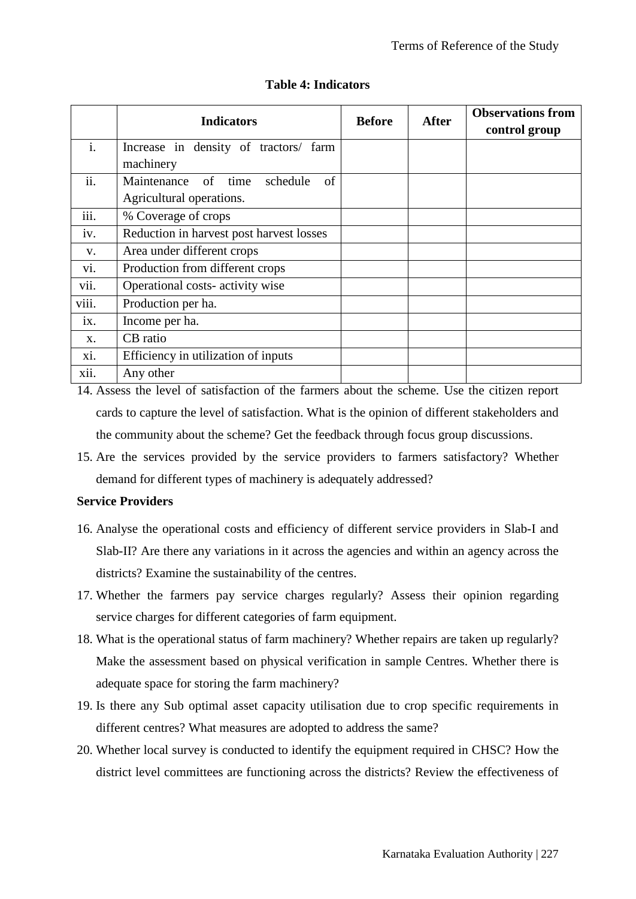**Table 4: Indicators**

| | Indicators | Before | After | Observations from control group |
|---|---|---|---|---|
| i. | Increase in density of tractors/ farm machinery | | | |
| ii. | Maintenance of time schedule of Agricultural operations. | | | |
| iii. | % Coverage of crops | | | |
| iv. | Reduction in harvest post harvest losses | | | |
| v. | Area under different crops | | | |
| vi. | Production from different crops | | | |
| vii. | Operational costs- activity wise | | | |
| viii. | Production per ha. | | | |
| ix. | Income per ha. | | | |
| x. | CB ratio | | | |
| xi. | Efficiency in utilization of inputs | | | |
| xii. | Any other | | | |

14. Assess the level of satisfaction of the farmers about the scheme. Use the citizen report cards to capture the level of satisfaction. What is the opinion of different stakeholders and the community about the scheme? Get the feedback through focus group discussions.
15. Are the services provided by the service providers to farmers satisfactory? Whether demand for different types of machinery is adequately addressed?

**Service Providers**

16. Analyse the operational costs and efficiency of different service providers in Slab-I and Slab-II? Are there any variations in it across the agencies and within an agency across the districts? Examine the sustainability of the centres.
17. Whether the farmers pay service charges regularly? Assess their opinion regarding service charges for different categories of farm equipment.
18. What is the operational status of farm machinery? Whether repairs are taken up regularly? Make the assessment based on physical verification in sample Centres. Whether there is adequate space for storing the farm machinery?
19. Is there any Sub optimal asset capacity utilisation due to crop specific requirements in different centres? What measures are adopted to address the same?
20. Whether local survey is conducted to identify the equipment required in CHSC? How the district level committees are functioning across the districts? Review the effectiveness of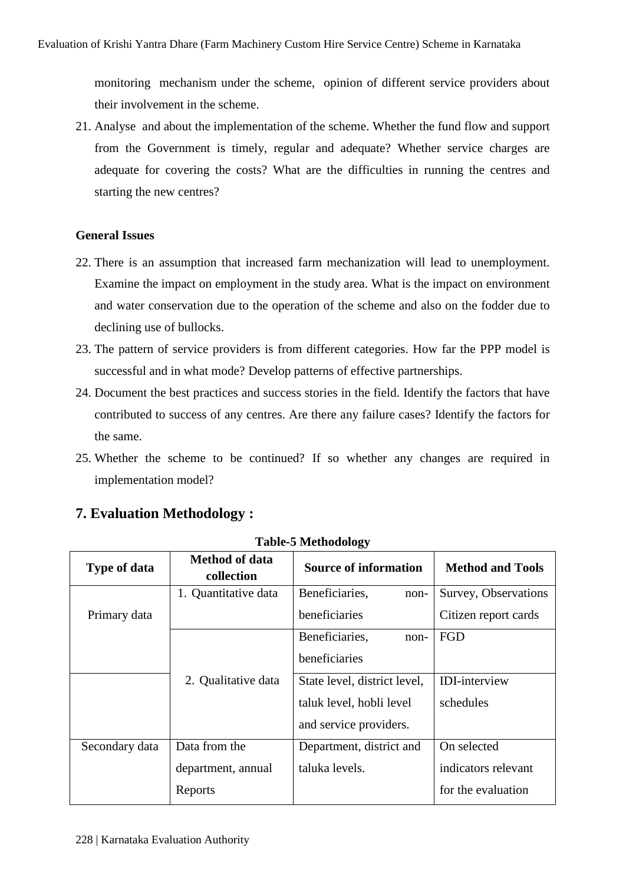monitoring mechanism under the scheme, opinion of different service providers about their involvement in the scheme.

21. Analyse and about the implementation of the scheme. Whether the fund flow and support from the Government is timely, regular and adequate? Whether service charges are adequate for covering the costs? What are the difficulties in running the centres and starting the new centres?

**General Issues**

22. There is an assumption that increased farm mechanization will lead to unemployment. Examine the impact on employment in the study area. What is the impact on environment and water conservation due to the operation of the scheme and also on the fodder due to declining use of bullocks.
23. The pattern of service providers is from different categories. How far the PPP model is successful and in what mode? Develop patterns of effective partnerships.
24. Document the best practices and success stories in the field. Identify the factors that have contributed to success of any centres. Are there any failure cases? Identify the factors for the same.
25. Whether the scheme to be continued? If so whether any changes are required in implementation model?

## 7. Evaluation Methodology :

**Table-5 Methodology**

| Type of data | Method of data collection | Source of information | Method and Tools |
|---|---|---|---|
| Primary data | 1. Quantitative data | Beneficiaries, non-beneficiaries | Survey, Observations Citizen report cards |
| | 2. Qualitative data | Beneficiaries, non-beneficiaries | FGD |
| | | State level, district level, taluk level, hobli level and service providers. | IDI-interview schedules |
| Secondary data | Data from the department, annual Reports | Department, district and taluka levels. | On selected indicators relevant for the evaluation |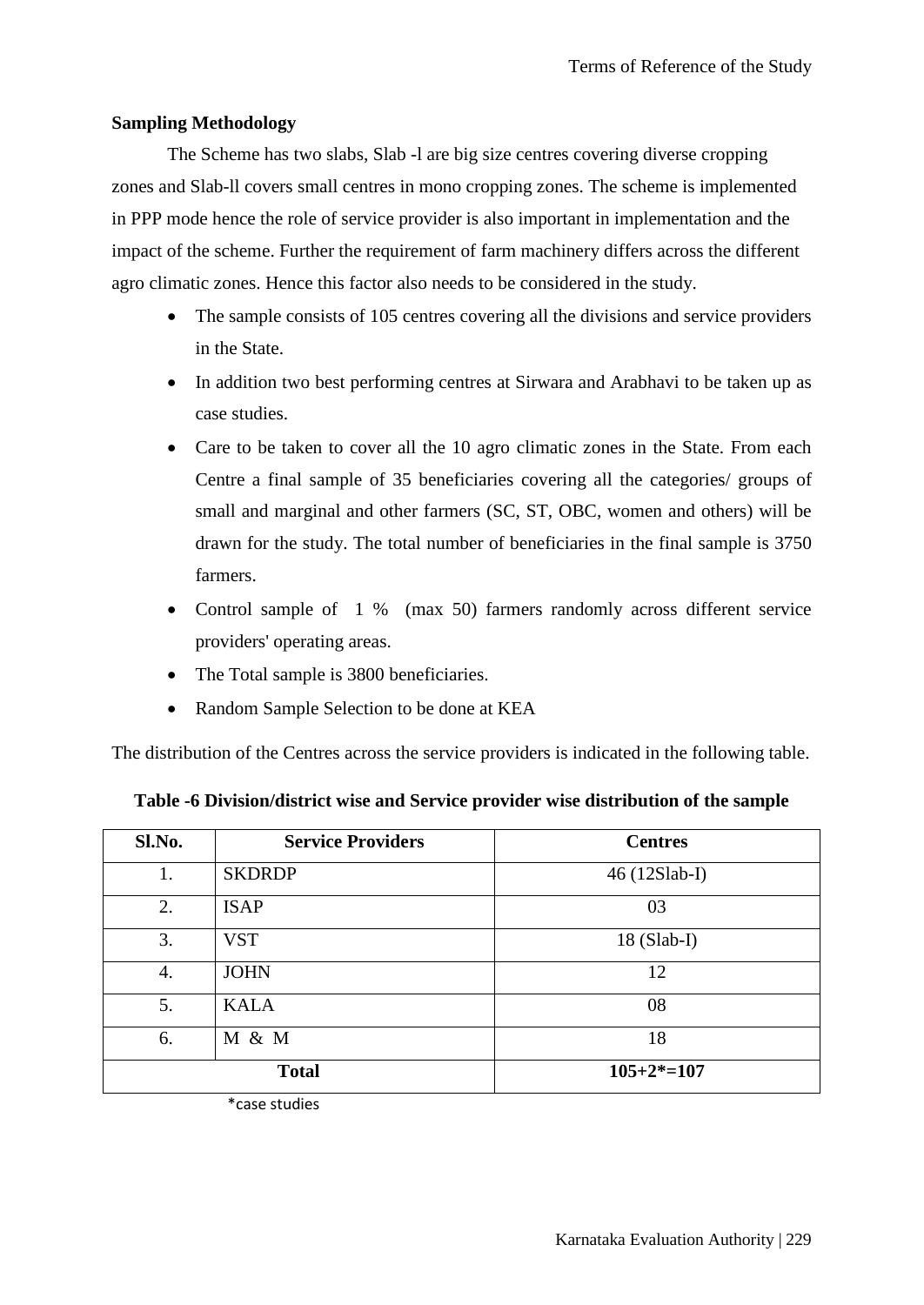**Sampling Methodology**

The Scheme has two slabs, Slab -l are big size centres covering diverse cropping zones and Slab-ll covers small centres in mono cropping zones. The scheme is implemented in PPP mode hence the role of service provider is also important in implementation and the impact of the scheme. Further the requirement of farm machinery differs across the different agro climatic zones. Hence this factor also needs to be considered in the study.

- The sample consists of 105 centres covering all the divisions and service providers in the State.
- In addition two best performing centres at Sirwara and Arabhavi to be taken up as case studies.
- Care to be taken to cover all the 10 agro climatic zones in the State. From each Centre a final sample of 35 beneficiaries covering all the categories/ groups of small and marginal and other farmers (SC, ST, OBC, women and others) will be drawn for the study. The total number of beneficiaries in the final sample is 3750 farmers.
- Control sample of 1 % (max 50) farmers randomly across different service providers' operating areas.
- The Total sample is 3800 beneficiaries.
- Random Sample Selection to be done at KEA

The distribution of the Centres across the service providers is indicated in the following table.

**Table -6 Division/district wise and Service provider wise distribution of the sample**

| Sl.No. | Service Providers | Centres |
|---|---|---|
| 1. | SKDRDP | 46 (12Slab-I) |
| 2. | ISAP | 03 |
| 3. | VST | 18 (Slab-I) |
| 4. | JOHN | 12 |
| 5. | KALA | 08 |
| 6. | M & M | 18 |
| **Total** | | **105+2*=107** |

*case studies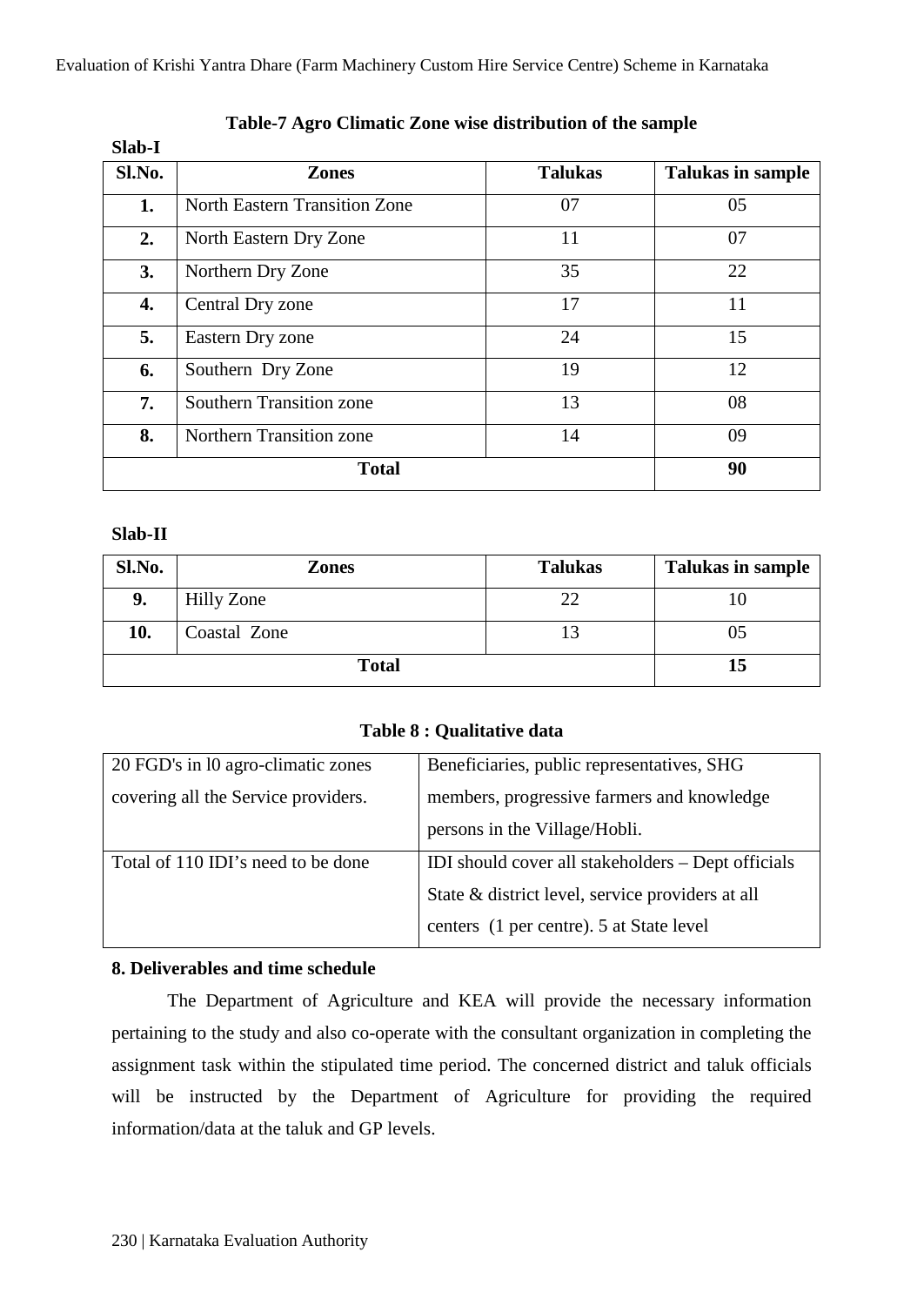**Table-7 Agro Climatic Zone wise distribution of the sample**

**Slab-I**

| Sl.No. | Zones | Talukas | Talukas in sample |
|---|---|---|---|
| **1.** | North Eastern Transition Zone | 07 | 05 |
| **2.** | North Eastern Dry Zone | 11 | 07 |
| **3.** | Northern Dry Zone | 35 | 22 |
| **4.** | Central Dry zone | 17 | 11 |
| **5.** | Eastern Dry zone | 24 | 15 |
| **6.** | Southern Dry Zone | 19 | 12 |
| **7.** | Southern Transition zone | 13 | 08 |
| **8.** | Northern Transition zone | 14 | 09 |
| **Total** | | | **90** |

**Slab-II**

| Sl.No. | Zones | Talukas | Talukas in sample |
|---|---|---|---|
| **9.** | Hilly Zone | 22 | 10 |
| **10.** | Coastal Zone | 13 | 05 |
| **Total** | | | **15** |

**Table 8 : Qualitative data**

| | |
|---|---|
| 20 FGD's in l0 agro-climatic zones covering all the Service providers. | Beneficiaries, public representatives, SHG members, progressive farmers and knowledge persons in the Village/Hobli. |
| Total of 110 IDI's need to be done | IDI should cover all stakeholders – Dept officials State & district level, service providers at all centers (1 per centre). 5 at State level |

**8. Deliverables and time schedule**

The Department of Agriculture and KEA will provide the necessary information pertaining to the study and also co-operate with the consultant organization in completing the assignment task within the stipulated time period. The concerned district and taluk officials will be instructed by the Department of Agriculture for providing the required information/data at the taluk and GP levels.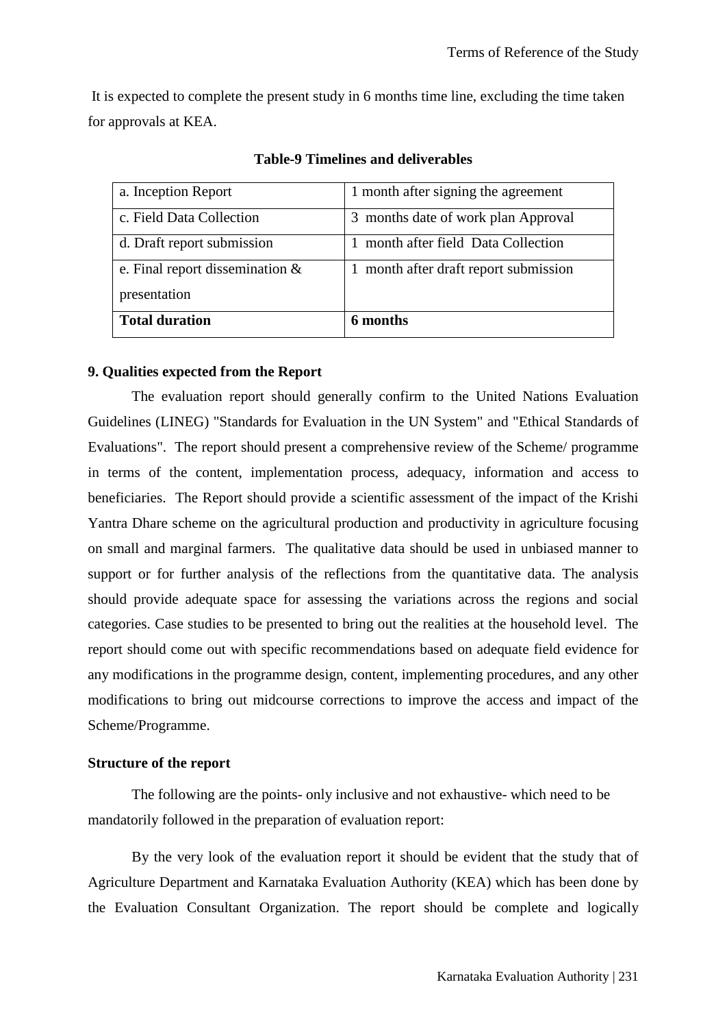It is expected to complete the present study in 6 months time line, excluding the time taken for approvals at KEA.

**Table-9 Timelines and deliverables**

| | |
|---|---|
| a. Inception Report | 1 month after signing the agreement |
| c. Field Data Collection | 3 months date of work plan Approval |
| d. Draft report submission | 1 month after field Data Collection |
| e. Final report dissemination & presentation | 1 month after draft report submission |
| **Total duration** | **6 months** |

**9. Qualities expected from the Report**

The evaluation report should generally confirm to the United Nations Evaluation Guidelines (LINEG) "Standards for Evaluation in the UN System" and "Ethical Standards of Evaluations". The report should present a comprehensive review of the Scheme/ programme in terms of the content, implementation process, adequacy, information and access to beneficiaries. The Report should provide a scientific assessment of the impact of the Krishi Yantra Dhare scheme on the agricultural production and productivity in agriculture focusing on small and marginal farmers. The qualitative data should be used in unbiased manner to support or for further analysis of the reflections from the quantitative data. The analysis should provide adequate space for assessing the variations across the regions and social categories. Case studies to be presented to bring out the realities at the household level. The report should come out with specific recommendations based on adequate field evidence for any modifications in the programme design, content, implementing procedures, and any other modifications to bring out midcourse corrections to improve the access and impact of the Scheme/Programme.

**Structure of the report**

The following are the points- only inclusive and not exhaustive- which need to be mandatorily followed in the preparation of evaluation report:

By the very look of the evaluation report it should be evident that the study that of Agriculture Department and Karnataka Evaluation Authority (KEA) which has been done by the Evaluation Consultant Organization. The report should be complete and logically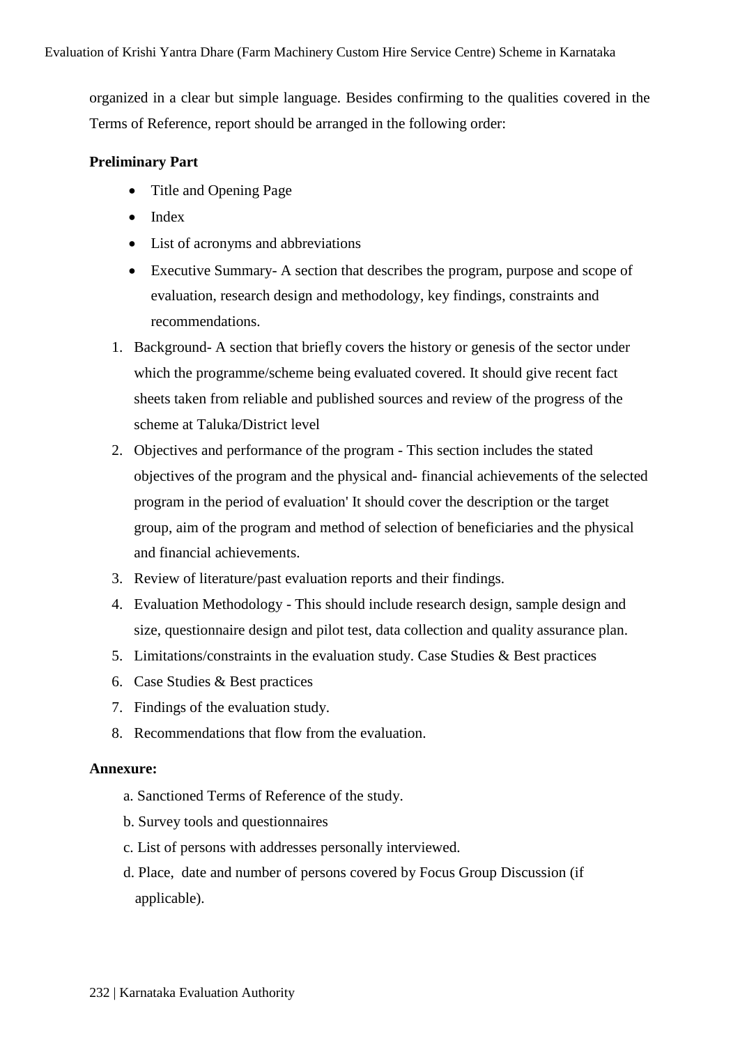organized in a clear but simple language. Besides confirming to the qualities covered in the Terms of Reference, report should be arranged in the following order:

**Preliminary Part**

- Title and Opening Page
- Index
- List of acronyms and abbreviations
- Executive Summary- A section that describes the program, purpose and scope of evaluation, research design and methodology, key findings, constraints and recommendations.

1. Background- A section that briefly covers the history or genesis of the sector under which the programme/scheme being evaluated covered. It should give recent fact sheets taken from reliable and published sources and review of the progress of the scheme at Taluka/District level
2. Objectives and performance of the program - This section includes the stated objectives of the program and the physical and- financial achievements of the selected program in the period of evaluation' It should cover the description or the target group, aim of the program and method of selection of beneficiaries and the physical and financial achievements.
3. Review of literature/past evaluation reports and their findings.
4. Evaluation Methodology - This should include research design, sample design and size, questionnaire design and pilot test, data collection and quality assurance plan.
5. Limitations/constraints in the evaluation study. Case Studies & Best practices
6. Case Studies & Best practices
7. Findings of the evaluation study.
8. Recommendations that flow from the evaluation.

**Annexure:**

a. Sanctioned Terms of Reference of the study.

b. Survey tools and questionnaires

c. List of persons with addresses personally interviewed.

d. Place, date and number of persons covered by Focus Group Discussion (if applicable).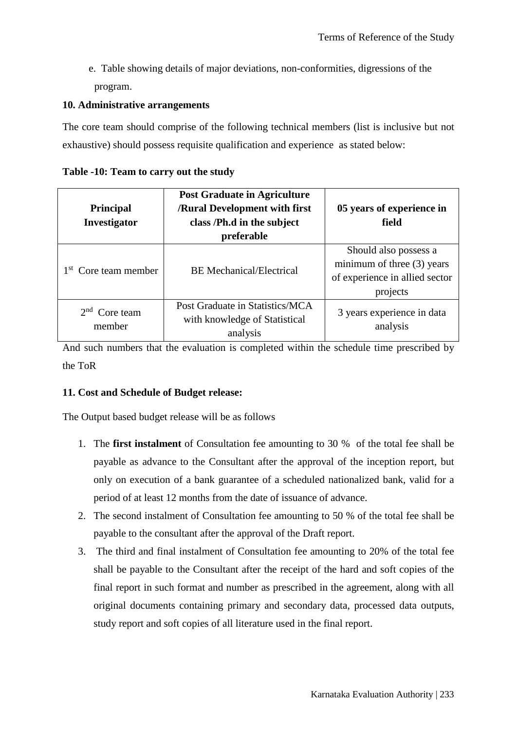e. Table showing details of major deviations, non-conformities, digressions of the program.

**10. Administrative arrangements**

The core team should comprise of the following technical members (list is inclusive but not exhaustive) should possess requisite qualification and experience as stated below:

**Table -10: Team to carry out the study**

| **Principal Investigator** | **Post Graduate in Agriculture /Rural Development with first class /Ph.d in the subject preferable** | **05 years of experience in field** |
|---|---|---|
| 1st Core team member | BE Mechanical/Electrical | Should also possess a minimum of three (3) years of experience in allied sector projects |
| 2nd Core team member | Post Graduate in Statistics/MCA with knowledge of Statistical analysis | 3 years experience in data analysis |

And such numbers that the evaluation is completed within the schedule time prescribed by the ToR

**11. Cost and Schedule of Budget release:**

The Output based budget release will be as follows

1. The **first instalment** of Consultation fee amounting to 30 % of the total fee shall be payable as advance to the Consultant after the approval of the inception report, but only on execution of a bank guarantee of a scheduled nationalized bank, valid for a period of at least 12 months from the date of issuance of advance.
2. The second instalment of Consultation fee amounting to 50 % of the total fee shall be payable to the consultant after the approval of the Draft report.
3. The third and final instalment of Consultation fee amounting to 20% of the total fee shall be payable to the Consultant after the receipt of the hard and soft copies of the final report in such format and number as prescribed in the agreement, along with all original documents containing primary and secondary data, processed data outputs, study report and soft copies of all literature used in the final report.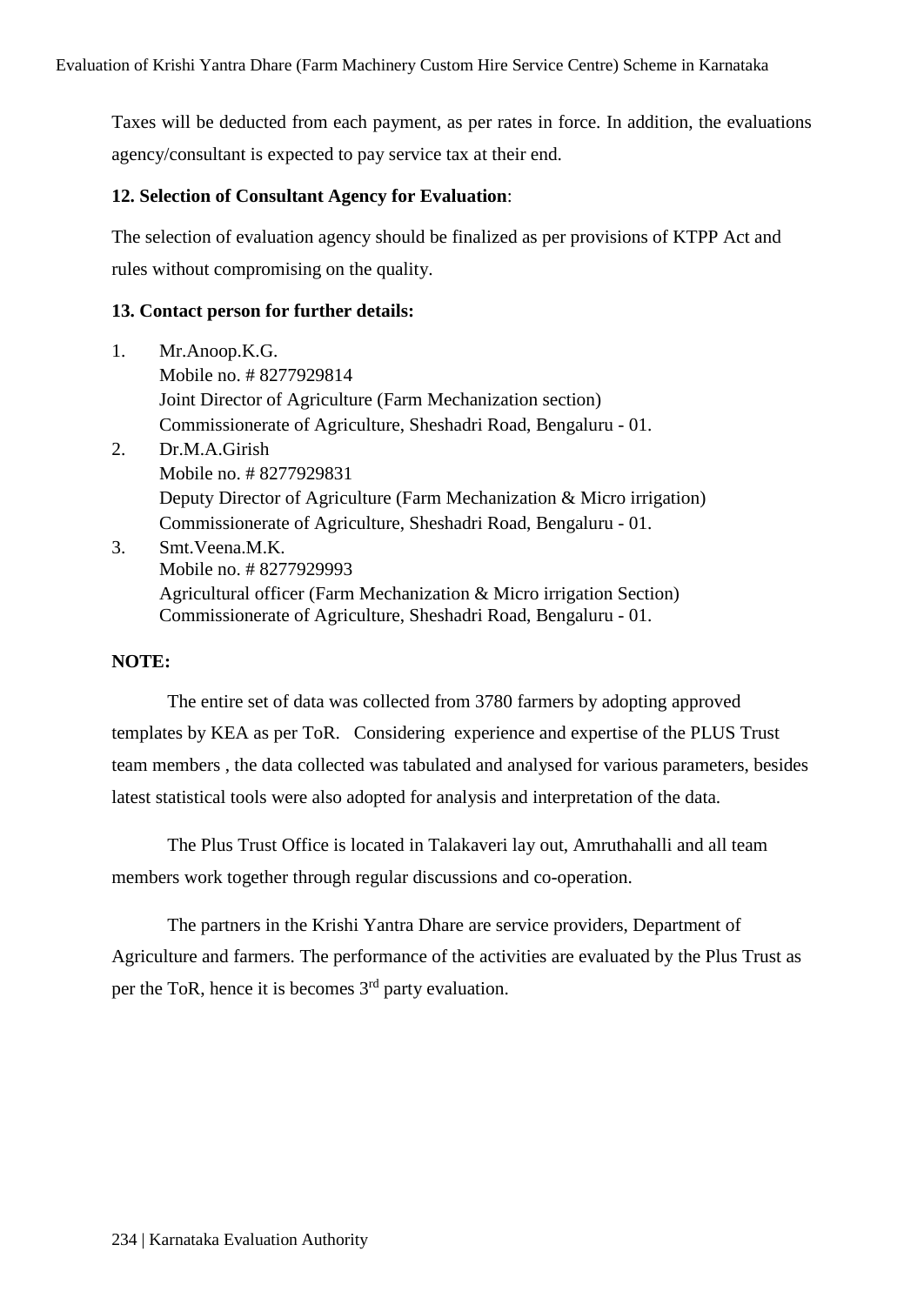Taxes will be deducted from each payment, as per rates in force. In addition, the evaluations agency/consultant is expected to pay service tax at their end.

**12. Selection of Consultant Agency for Evaluation**:

The selection of evaluation agency should be finalized as per provisions of KTPP Act and rules without compromising on the quality.

**13. Contact person for further details:**

1. Mr.Anoop.K.G.
   Mobile no. # 8277929814
   Joint Director of Agriculture (Farm Mechanization section)
   Commissionerate of Agriculture, Sheshadri Road, Bengaluru - 01.
2. Dr.M.A.Girish
   Mobile no. # 8277929831
   Deputy Director of Agriculture (Farm Mechanization & Micro irrigation)
   Commissionerate of Agriculture, Sheshadri Road, Bengaluru - 01.
3. Smt.Veena.M.K.
   Mobile no. # 8277929993
   Agricultural officer (Farm Mechanization & Micro irrigation Section)
   Commissionerate of Agriculture, Sheshadri Road, Bengaluru - 01.

**NOTE:**

The entire set of data was collected from 3780 farmers by adopting approved templates by KEA as per ToR. Considering experience and expertise of the PLUS Trust team members , the data collected was tabulated and analysed for various parameters, besides latest statistical tools were also adopted for analysis and interpretation of the data.

The Plus Trust Office is located in Talakaveri lay out, Amruthahalli and all team members work together through regular discussions and co-operation.

The partners in the Krishi Yantra Dhare are service providers, Department of Agriculture and farmers. The performance of the activities are evaluated by the Plus Trust as per the ToR, hence it is becomes 3rd party evaluation.